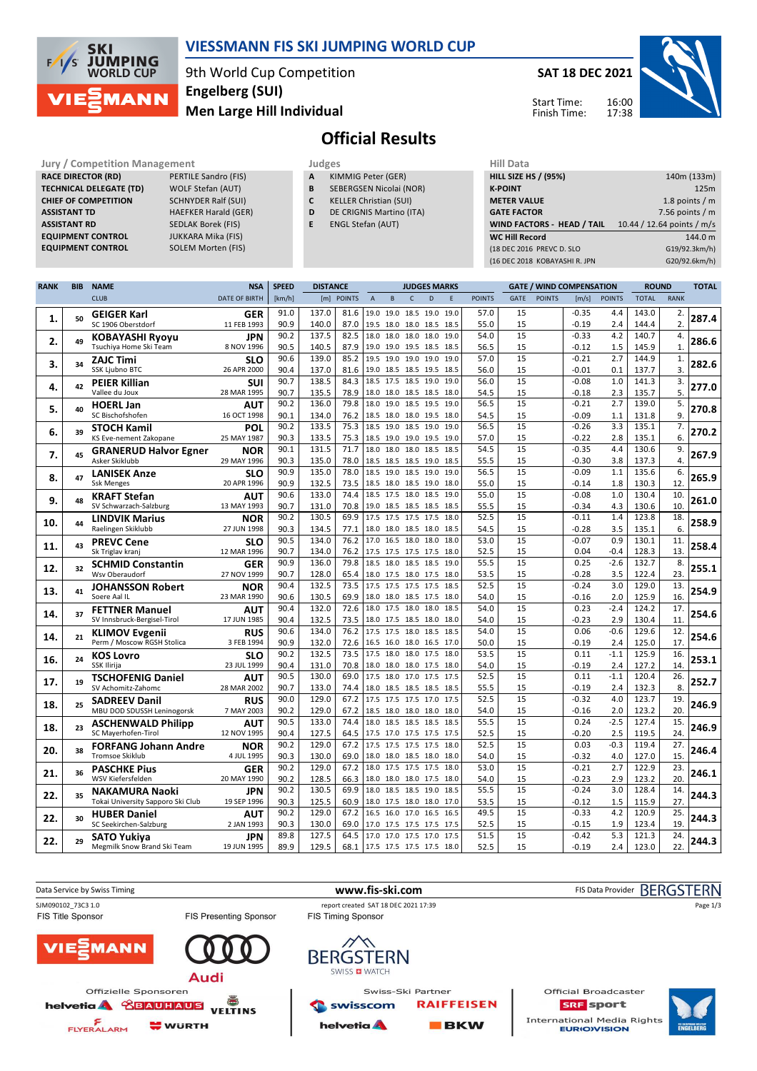# VIESSMANN FIS SKI JUMPING WORLD CUP

9th World Cup Competition
Engelberg (SUI)
Men Large Hill Individual

SAT 18 DEC 2021

Start Time: 16:00
Finish Time: 17:38

## Official Results

| Jury / Competition Management | |
|---|---|
| RACE DIRECTOR (RD) | PERTILE Sandro (FIS) |
| TECHNICAL DELEGATE (TD) | WOLF Stefan (AUT) |
| CHIEF OF COMPETITION | SCHNYDER Ralf (SUI) |
| ASSISTANT TD | HAEFKER Harald (GER) |
| ASSISTANT RD | SEDLAK Borek (FIS) |
| EQUIPMENT CONTROL | JUKKARA Mika (FIS) |
| EQUIPMENT CONTROL | SOLEM Morten (FIS) |

| Judges | |
|---|---|
| A | KIMMIG Peter (GER) |
| B | SEBERGSEN Nicolai (NOR) |
| C | KELLER Christian (SUI) |
| D | DE CRIGNIS Martino (ITA) |
| E | ENGL Stefan (AUT) |

| Hill Data | |
|---|---|
| HILL SIZE HS / (95%) | 140m (133m) |
| K-POINT | 125m |
| METER VALUE | 1.8 points / m |
| GATE FACTOR | 7.56 points / m |
| WIND FACTORS - HEAD / TAIL | 10.44 / 12.64 points / m/s |
| WC Hill Record | 144.0 m |
| (18 DEC 2016 PREVC D. SLO | G19/92.3km/h) |
| (16 DEC 2018 KOBAYASHI R. JPN | G20/92.6km/h) |

| RANK | BIB | NAME / CLUB | NSA / DATE OF BIRTH | SPEED [km/h] | DISTANCE [m] | DISTANCE POINTS | A | B | C | D | E | JUDGES POINTS | GATE | GATE POINTS | WIND [m/s] | WIND POINTS | ROUND TOTAL | ROUND RANK | TOTAL |
|---|---|---|---|---|---|---|---|---|---|---|---|---|---|---|---|---|---|---|---|
| 1. | 50 | GEIGER Karl | GER | 91.0 | 137.0 | 81.6 | 19.0 | 19.0 | 18.5 | 19.0 | 19.0 | 57.0 | 15 | | -0.35 | 4.4 | 143.0 | 2. | 287.4 |
| | | SC 1906 Oberstdorf | 11 FEB 1993 | 90.9 | 140.0 | 87.0 | 19.5 | 18.0 | 18.0 | 18.5 | 18.5 | 55.0 | 15 | | -0.19 | 2.4 | 144.4 | 2. | |
| 2. | 49 | KOBAYASHI Ryoyu | JPN | 90.2 | 137.5 | 82.5 | 18.0 | 18.0 | 18.0 | 18.0 | 19.0 | 54.0 | 15 | | -0.33 | 4.2 | 140.7 | 4. | 286.6 |
| | | Tsuchiya Home Ski Team | 8 NOV 1996 | 90.5 | 140.5 | 87.9 | 19.0 | 19.0 | 19.5 | 18.5 | 18.5 | 56.5 | 15 | | -0.12 | 1.5 | 145.9 | 1. | |
| 3. | 34 | ZAJC Timi | SLO | 90.6 | 139.0 | 85.2 | 19.5 | 19.0 | 19.0 | 19.0 | 19.0 | 57.0 | 15 | | -0.21 | 2.7 | 144.9 | 1. | 282.6 |
| | | SSK Ljubno BTC | 26 APR 2000 | 90.4 | 137.0 | 81.6 | 19.0 | 18.5 | 18.5 | 19.5 | 18.5 | 56.0 | 15 | | -0.01 | 0.1 | 137.7 | 3. | |
| 4. | 42 | PEIER Killian | SUI | 90.7 | 138.5 | 84.3 | 18.5 | 17.5 | 18.5 | 19.0 | 18.5 | 56.0 | 15 | | -0.08 | 1.0 | 141.3 | 3. | 277.0 |
| | | Vallee du Joux | 28 MAR 1995 | 90.7 | 135.5 | 78.9 | 18.0 | 18.0 | 18.5 | 18.5 | 18.0 | 54.5 | 15 | | -0.18 | 2.3 | 135.7 | 5. | |
| 5. | 40 | HOERL Jan | AUT | 90.2 | 136.0 | 79.8 | 18.0 | 19.0 | 18.5 | 19.5 | 19.0 | 56.5 | 15 | | -0.21 | 2.7 | 139.0 | 5. | 270.8 |
| | | SC Bischofshofen | 16 OCT 1998 | 90.1 | 134.0 | 76.2 | 18.5 | 18.0 | 18.0 | 19.5 | 18.0 | 54.5 | 15 | | -0.09 | 1.1 | 131.8 | 9. | |
| 6. | 39 | STOCH Kamil | POL | 90.2 | 133.5 | 75.3 | 18.5 | 19.0 | 18.5 | 19.0 | 19.0 | 56.5 | 15 | | -0.26 | 3.3 | 135.1 | 7. | 270.2 |
| | | KS Eve-nement Zakopane | 25 MAY 1987 | 90.3 | 133.5 | 75.3 | 18.5 | 19.0 | 19.0 | 19.5 | 19.0 | 57.0 | 15 | | -0.22 | 2.8 | 135.1 | 6. | |
| 7. | 45 | GRANERUD Halvor Egner | NOR | 90.1 | 131.5 | 71.7 | 18.0 | 18.0 | 18.0 | 18.5 | 18.5 | 54.5 | 15 | | -0.35 | 4.4 | 130.6 | 9. | 267.9 |
| | | Asker Skiklubb | 29 MAY 1996 | 90.3 | 135.0 | 78.0 | 18.5 | 18.5 | 18.5 | 19.0 | 18.5 | 55.5 | 15 | | -0.30 | 3.8 | 137.3 | 4. | |
| 8. | 47 | LANISEK Anze | SLO | 90.9 | 135.0 | 78.0 | 18.5 | 19.0 | 18.5 | 19.0 | 19.0 | 56.5 | 15 | | -0.09 | 1.1 | 135.6 | 6. | 265.9 |
| | | Ssk Menges | 20 APR 1996 | 90.9 | 132.5 | 73.5 | 18.5 | 18.0 | 18.5 | 19.0 | 18.0 | 55.0 | 15 | | -0.14 | 1.8 | 130.3 | 12. | |
| 9. | 48 | KRAFT Stefan | AUT | 90.6 | 133.0 | 74.4 | 18.5 | 17.5 | 18.0 | 18.5 | 19.0 | 55.0 | 15 | | -0.08 | 1.0 | 130.4 | 10. | 261.0 |
| | | SV Schwarzach-Salzburg | 13 MAY 1993 | 90.7 | 131.0 | 70.8 | 19.0 | 18.5 | 18.5 | 18.5 | 18.5 | 55.5 | 15 | | -0.34 | 4.3 | 130.6 | 10. | |
| 10. | 44 | LINDVIK Marius | NOR | 90.2 | 130.5 | 69.9 | 17.5 | 17.5 | 17.5 | 17.5 | 18.0 | 52.5 | 15 | | -0.11 | 1.4 | 123.8 | 18. | 258.9 |
| | | Raelingen Skiklubb | 27 JUN 1998 | 90.3 | 134.5 | 77.1 | 18.0 | 18.0 | 18.5 | 18.0 | 18.5 | 54.5 | 15 | | -0.28 | 3.5 | 135.1 | 6. | |
| 11. | 43 | PREVC Cene | SLO | 90.5 | 134.0 | 76.2 | 17.0 | 16.5 | 18.0 | 18.0 | 18.0 | 53.0 | 15 | | -0.07 | 0.9 | 130.1 | 11. | 258.4 |
| | | Sk Triglav kranj | 12 MAR 1996 | 90.7 | 134.0 | 76.2 | 17.5 | 17.5 | 17.5 | 17.5 | 18.0 | 52.5 | 15 | | 0.04 | -0.4 | 128.3 | 13. | |
| 12. | 32 | SCHMID Constantin | GER | 90.9 | 136.0 | 79.8 | 18.5 | 18.0 | 18.5 | 18.5 | 19.0 | 55.5 | 15 | | 0.25 | -2.6 | 132.7 | 8. | 255.1 |
| | | Wsv Oberaudorf | 27 NOV 1999 | 90.7 | 128.0 | 65.4 | 18.0 | 17.5 | 18.0 | 17.5 | 18.0 | 53.5 | 15 | | -0.28 | 3.5 | 122.4 | 23. | |
| 13. | 41 | JOHANSSON Robert | NOR | 90.4 | 132.5 | 73.5 | 17.5 | 17.5 | 17.5 | 17.5 | 18.5 | 52.5 | 15 | | -0.24 | 3.0 | 129.0 | 13. | 254.9 |
| | | Soere Aal IL | 23 MAR 1990 | 90.6 | 130.5 | 69.9 | 18.0 | 18.0 | 18.5 | 17.5 | 18.0 | 54.0 | 15 | | -0.16 | 2.0 | 125.9 | 16. | |
| 14. | 37 | FETTNER Manuel | AUT | 90.4 | 132.0 | 72.6 | 18.0 | 17.5 | 18.0 | 18.0 | 18.5 | 54.0 | 15 | | 0.23 | -2.4 | 124.2 | 17. | 254.6 |
| | | SV Innsbruck-Bergisel-Tirol | 17 JUN 1985 | 90.4 | 132.5 | 73.5 | 18.0 | 17.5 | 18.5 | 18.0 | 18.0 | 54.0 | 15 | | -0.23 | 2.9 | 130.4 | 11. | |
| 14. | 21 | KLIMOV Evgenii | RUS | 90.6 | 134.0 | 76.2 | 17.5 | 17.5 | 18.0 | 18.5 | 18.5 | 54.0 | 15 | | 0.06 | -0.6 | 129.6 | 12. | 254.6 |
| | | Perm / Moscow RGSH Stolica | 3 FEB 1994 | 90.9 | 132.0 | 72.6 | 16.5 | 16.0 | 18.0 | 16.5 | 17.0 | 50.0 | 15 | | -0.19 | 2.4 | 125.0 | 17. | |
| 16. | 24 | KOS Lovro | SLO | 90.2 | 132.5 | 73.5 | 17.5 | 18.0 | 18.0 | 17.5 | 18.0 | 53.5 | 15 | | 0.11 | -1.1 | 125.9 | 16. | 253.1 |
| | | SSK Ilirija | 23 JUL 1999 | 90.4 | 131.0 | 70.8 | 18.0 | 18.0 | 18.0 | 18.0 | 18.0 | 54.0 | 15 | | -0.19 | 2.4 | 127.2 | 14. | |
| 17. | 19 | TSCHOFENIG Daniel | AUT | 90.5 | 130.0 | 69.0 | 17.5 | 18.0 | 17.0 | 17.5 | 17.5 | 52.5 | 15 | | 0.11 | -1.1 | 120.4 | 26. | 252.7 |
| | | SV Achomitz-Zahomc | 28 MAR 2002 | 90.7 | 133.0 | 74.4 | 18.0 | 18.5 | 18.5 | 18.5 | 18.5 | 55.5 | 15 | | -0.19 | 2.4 | 132.3 | 8. | |
| 18. | 25 | SADREEV Danil | RUS | 90.0 | 129.0 | 67.2 | 17.5 | 17.5 | 17.5 | 17.0 | 17.5 | 52.5 | 15 | | -0.32 | 4.0 | 123.7 | 19. | 246.9 |
| | | MBU DOD SDUSSH Leninogorsk | 7 MAY 2003 | 90.2 | 129.0 | 67.2 | 18.5 | 18.0 | 18.0 | 18.0 | 18.0 | 54.0 | 15 | | -0.16 | 2.0 | 123.2 | 20. | |
| 18. | 23 | ASCHENWALD Philipp | AUT | 90.5 | 133.0 | 74.4 | 18.0 | 18.5 | 18.5 | 18.5 | 18.5 | 55.5 | 15 | | 0.24 | -2.5 | 127.4 | 15. | 246.9 |
| | | SC Mayerhofen-Tirol | 12 NOV 1995 | 90.4 | 127.5 | 64.5 | 17.5 | 17.0 | 17.5 | 17.5 | 17.5 | 52.5 | 15 | | -0.20 | 2.5 | 119.5 | 24. | |
| 20. | 38 | FORFANG Johann Andre | NOR | 90.2 | 129.0 | 67.2 | 17.5 | 17.5 | 17.5 | 17.5 | 18.0 | 52.5 | 15 | | 0.03 | -0.3 | 119.4 | 27. | 246.4 |
| | | Tromsoe Skiklub | 4 JUL 1995 | 90.3 | 130.0 | 69.0 | 18.0 | 18.0 | 18.5 | 18.0 | 18.0 | 54.0 | 15 | | -0.32 | 4.0 | 127.0 | 15. | |
| 21. | 36 | PASCHKE Pius | GER | 90.2 | 129.0 | 67.2 | 18.0 | 17.5 | 17.5 | 17.5 | 18.0 | 53.0 | 15 | | -0.21 | 2.7 | 122.9 | 23. | 246.1 |
| | | WSV Kiefersfelden | 20 MAY 1990 | 90.2 | 128.5 | 66.3 | 18.0 | 18.0 | 18.0 | 17.5 | 18.0 | 54.0 | 15 | | -0.23 | 2.9 | 123.2 | 20. | |
| 22. | 35 | NAKAMURA Naoki | JPN | 90.2 | 130.5 | 69.9 | 18.0 | 18.5 | 18.5 | 19.0 | 18.5 | 55.5 | 15 | | -0.24 | 3.0 | 128.4 | 14. | 244.3 |
| | | Tokai University Sapporo Ski Club | 19 SEP 1996 | 90.3 | 125.5 | 60.9 | 18.0 | 17.5 | 18.0 | 18.0 | 17.0 | 53.5 | 15 | | -0.12 | 1.5 | 115.9 | 27. | |
| 22. | 30 | HUBER Daniel | AUT | 90.2 | 129.0 | 67.2 | 16.5 | 16.0 | 17.0 | 16.5 | 16.5 | 49.5 | 15 | | -0.33 | 4.2 | 120.9 | 25. | 244.3 |
| | | SC Seekirchen-Salzburg | 2 JAN 1993 | 90.3 | 130.0 | 69.0 | 17.0 | 17.5 | 17.5 | 17.5 | 17.5 | 52.5 | 15 | | -0.15 | 1.9 | 123.4 | 19. | |
| 22. | 29 | SATO Yukiya | JPN | 89.8 | 127.5 | 64.5 | 17.0 | 17.0 | 17.5 | 17.0 | 17.5 | 51.5 | 15 | | -0.42 | 5.3 | 121.3 | 24. | 244.3 |
| | | Megmilk Snow Brand Ski Team | 19 JUN 1995 | 89.9 | 129.5 | 68.1 | 17.5 | 17.5 | 17.5 | 17.5 | 18.0 | 52.5 | 15 | | -0.19 | 2.4 | 123.0 | 22. | |

Data Service by Swiss Timing | www.fis-ski.com | FIS Data Provider BERGSTERN

SJM090102_73C3 1.0 | report created SAT 18 DEC 2021 17:39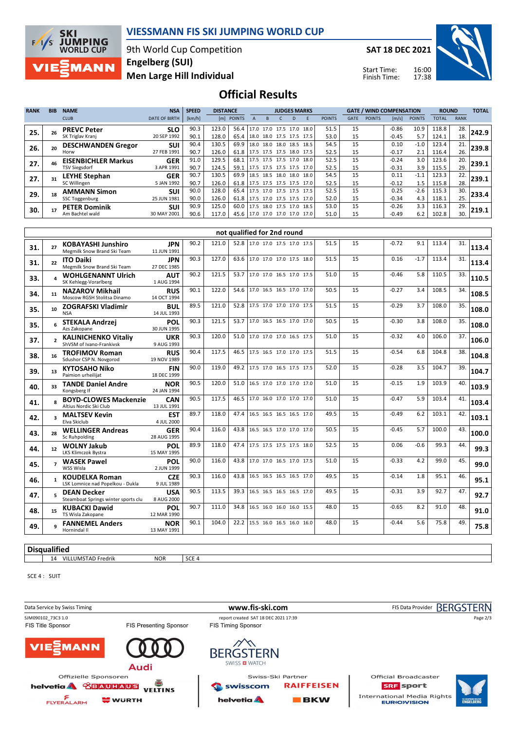# VIESSMANN FIS SKI JUMPING WORLD CUP

9th World Cup Competition
**Engelberg (SUI)**
**Men Large Hill Individual**

**SAT 18 DEC 2021**

Start Time: 16:00
Finish Time: 17:38

## Official Results

| RANK | BIB | NAME / CLUB | NSA / DATE OF BIRTH | SPEED [km/h] | DISTANCE [m] | DISTANCE POINTS | A | B | C | D | E | JUDGES POINTS | GATE | GATE POINTS | WIND [m/s] | WIND POINTS | ROUND TOTAL | ROUND RANK | TOTAL |
|---|---|---|---|---|---|---|---|---|---|---|---|---|---|---|---|---|---|---|---|
| 25. | 26 | **PREVC Peter** / SK Triglav Kranj | SLO / 20 SEP 1992 | 90.3 | 123.0 | 56.4 | 17.0 | 17.0 | 17.5 | 17.0 | 18.0 | 51.5 | 15 | | -0.86 | 10.9 | 118.8 | 28. | 242.9 |
| | | | | 90.1 | 128.0 | 65.4 | 18.0 | 18.0 | 17.5 | 17.5 | 17.5 | 53.0 | 15 | | -0.45 | 5.7 | 124.1 | 18. | |
| 26. | 20 | **DESCHWANDEN Gregor** / Horw | SUI / 27 FEB 1991 | 90.4 | 130.5 | 69.9 | 18.0 | 18.0 | 18.0 | 18.5 | 18.5 | 54.5 | 15 | | 0.10 | -1.0 | 123.4 | 21. | 239.8 |
| | | | | 90.7 | 126.0 | 61.8 | 17.5 | 17.5 | 17.5 | 18.0 | 17.5 | 52.5 | 15 | | -0.17 | 2.1 | 116.4 | 26. | |
| 27. | 46 | **EISENBICHLER Markus** / TSV Siegsdorf | GER / 3 APR 1991 | 91.0 | 129.5 | 68.1 | 17.5 | 17.5 | 17.5 | 17.0 | 18.0 | 52.5 | 15 | | -0.24 | 3.0 | 123.6 | 20. | 239.1 |
| | | | | 90.7 | 124.5 | 59.1 | 17.5 | 17.5 | 17.5 | 17.5 | 17.0 | 52.5 | 15 | | -0.31 | 3.9 | 115.5 | 29. | |
| 27. | 31 | **LEYHE Stephan** / SC Willingen | GER / 5 JAN 1992 | 90.7 | 130.5 | 69.9 | 18.5 | 18.5 | 18.0 | 18.0 | 18.0 | 54.5 | 15 | | 0.11 | -1.1 | 123.3 | 22. | 239.1 |
| | | | | 90.7 | 126.0 | 61.8 | 17.5 | 17.5 | 17.5 | 17.5 | 17.0 | 52.5 | 15 | | -0.12 | 1.5 | 115.8 | 28. | |
| 29. | 18 | **AMMANN Simon** / SSC Toggenburg | SUI / 25 JUN 1981 | 90.0 | 128.0 | 65.4 | 17.5 | 17.0 | 17.5 | 17.5 | 17.5 | 52.5 | 15 | | 0.25 | -2.6 | 115.3 | 30. | 233.4 |
| | | | | 90.0 | 126.0 | 61.8 | 17.5 | 17.0 | 17.5 | 17.5 | 17.0 | 52.0 | 15 | | -0.34 | 4.3 | 118.1 | 25. | |
| 30. | 17 | **PETER Dominik** / Am Bachtel wald | SUI / 30 MAY 2001 | 90.9 | 125.0 | 60.0 | 17.5 | 18.0 | 17.5 | 17.0 | 18.5 | 53.0 | 15 | | -0.26 | 3.3 | 116.3 | 29. | 219.1 |
| | | | | 90.6 | 117.0 | 45.6 | 17.0 | 17.0 | 17.0 | 17.0 | 17.0 | 51.0 | 15 | | -0.49 | 6.2 | 102.8 | 30. | |

### not qualified for 2nd round

| RANK | BIB | NAME / CLUB | NSA / DATE OF BIRTH | SPEED [km/h] | DISTANCE [m] | DISTANCE POINTS | A | B | C | D | E | JUDGES POINTS | GATE | GATE POINTS | WIND [m/s] | WIND POINTS | ROUND TOTAL | ROUND RANK | TOTAL |
|---|---|---|---|---|---|---|---|---|---|---|---|---|---|---|---|---|---|---|---|
| 31. | 27 | **KOBAYASHI Junshiro** / Megmilk Snow Brand Ski Team | JPN / 11 JUN 1991 | 90.2 | 121.0 | 52.8 | 17.0 | 17.0 | 17.5 | 17.0 | 17.5 | 51.5 | 15 | | -0.72 | 9.1 | 113.4 | 31. | 113.4 |
| 31. | 22 | **ITO Daiki** / Megmilk Snow Brand Ski Team | JPN / 27 DEC 1985 | 90.3 | 127.0 | 63.6 | 17.0 | 17.0 | 17.0 | 17.5 | 18.0 | 51.5 | 15 | | 0.16 | -1.7 | 113.4 | 31. | 113.4 |
| 33. | 4 | **WOHLGENANNT Ulrich** / SK Kehlegg-Vorarlberg | AUT / 1 AUG 1994 | 90.2 | 121.5 | 53.7 | 17.0 | 17.0 | 16.5 | 17.0 | 17.5 | 51.0 | 15 | | -0.46 | 5.8 | 110.5 | 33. | 110.5 |
| 34. | 11 | **NAZAROV Mikhail** / Moscow RGSH Stolitsa Dinamo | RUS / 14 OCT 1994 | 90.1 | 122.0 | 54.6 | 17.0 | 16.5 | 16.5 | 17.0 | 17.0 | 50.5 | 15 | | -0.27 | 3.4 | 108.5 | 34. | 108.5 |
| 35. | 10 | **ZOGRAFSKI Vladimir** / NSA | BUL / 14 JUL 1993 | 89.5 | 121.0 | 52.8 | 17.5 | 17.0 | 17.0 | 17.0 | 17.5 | 51.5 | 15 | | -0.29 | 3.7 | 108.0 | 35. | 108.0 |
| 35. | 6 | **STEKALA Andrzej** / Azs Zakopane | POL / 30 JUN 1995 | 90.3 | 121.5 | 53.7 | 17.0 | 16.5 | 16.5 | 17.0 | 17.0 | 50.5 | 15 | | -0.30 | 3.8 | 108.0 | 35. | 108.0 |
| 37. | 2 | **KALINICHENKO Vitaliy** / ShVSM of Ivano-Frankivsk | UKR / 9 AUG 1993 | 90.3 | 120.0 | 51.0 | 17.0 | 17.0 | 17.0 | 16.5 | 17.5 | 51.0 | 15 | | -0.32 | 4.0 | 106.0 | 37. | 106.0 |
| 38. | 16 | **TROFIMOV Roman** / Sdushor CSP N. Novgorod | RUS / 19 NOV 1989 | 90.4 | 117.5 | 46.5 | 17.5 | 16.5 | 17.0 | 17.0 | 17.5 | 51.5 | 15 | | -0.54 | 6.8 | 104.8 | 38. | 104.8 |
| 39. | 13 | **KYTOSAHO Niko** / Paimion urheilijat | FIN / 18 DEC 1999 | 90.0 | 119.0 | 49.2 | 17.5 | 17.0 | 16.5 | 17.5 | 17.5 | 52.0 | 15 | | -0.28 | 3.5 | 104.7 | 39. | 104.7 |
| 40. | 33 | **TANDE Daniel Andre** / Kongsberg If | NOR / 24 JAN 1994 | 90.5 | 120.0 | 51.0 | 16.5 | 17.0 | 17.0 | 17.0 | 17.0 | 51.0 | 15 | | -0.15 | 1.9 | 103.9 | 40. | 103.9 |
| 41. | 8 | **BOYD-CLOWES Mackenzie** / Altius Nordic Ski Club | CAN / 13 JUL 1991 | 90.5 | 117.5 | 46.5 | 17.0 | 16.0 | 17.0 | 17.0 | 17.0 | 51.0 | 15 | | -0.47 | 5.9 | 103.4 | 41. | 103.4 |
| 42. | 3 | **MALTSEV Kevin** / Elva Skiclub | EST / 4 JUL 2000 | 89.7 | 118.0 | 47.4 | 16.5 | 16.5 | 16.5 | 16.5 | 17.0 | 49.5 | 15 | | -0.49 | 6.2 | 103.1 | 42. | 103.1 |
| 43. | 28 | **WELLINGER Andreas** / Sc Ruhpolding | GER / 28 AUG 1995 | 90.4 | 116.0 | 43.8 | 16.5 | 16.5 | 17.0 | 17.0 | 17.0 | 50.5 | 15 | | -0.45 | 5.7 | 100.0 | 43. | 100.0 |
| 44. | 12 | **WOLNY Jakub** / LKS Klimczok Bystra | POL / 15 MAY 1995 | 89.9 | 118.0 | 47.4 | 17.5 | 17.5 | 17.5 | 17.5 | 18.0 | 52.5 | 15 | | 0.06 | -0.6 | 99.3 | 44. | 99.3 |
| 45. | 7 | **WASEK Pawel** / WSS Wisla | POL / 2 JUN 1999 | 90.0 | 116.0 | 43.8 | 17.0 | 17.0 | 16.5 | 17.0 | 17.5 | 51.0 | 15 | | -0.33 | 4.2 | 99.0 | 45. | 99.0 |
| 46. | 1 | **KOUDELKA Roman** / LSK Lomnice nad Popelkou - Dukla | CZE / 9 JUL 1989 | 90.3 | 116.0 | 43.8 | 16.5 | 16.5 | 16.5 | 16.5 | 17.0 | 49.5 | 15 | | -0.14 | 1.8 | 95.1 | 46. | 95.1 |
| 47. | 5 | **DEAN Decker** / Steamboat Springs winter sports clu | USA / 8 AUG 2000 | 90.5 | 113.5 | 39.3 | 16.5 | 16.5 | 16.5 | 16.5 | 17.0 | 49.5 | 15 | | -0.31 | 3.9 | 92.7 | 47. | 92.7 |
| 48. | 15 | **KUBACKI Dawid** / TS Wisla Zakopane | POL / 12 MAR 1990 | 90.7 | 111.0 | 34.8 | 16.5 | 16.0 | 16.0 | 16.0 | 15.5 | 48.0 | 15 | | -0.65 | 8.2 | 91.0 | 48. | 91.0 |
| 49. | 9 | **FANNEMEL Anders** / Hornindal Il | NOR / 13 MAY 1991 | 90.1 | 104.0 | 22.2 | 15.5 | 16.0 | 16.5 | 16.0 | 16.0 | 48.0 | 15 | | -0.44 | 5.6 | 75.8 | 49. | 75.8 |

### Disqualified

| BIB | NAME | NSA | REASON |
|---|---|---|---|
| 14 | VILLUMSTAD Fredrik | NOR | SCE 4 |

SCE 4 : SUIT

Data Service by Swiss Timing — www.fis-ski.com — FIS Data Provider BERGSTERN

SJM090102_73C3 1.0 — report created SAT 18 DEC 2021 17:39

FIS Title Sponsor: VIESSMANN — FIS Presenting Sponsor: Audi — FIS Timing Sponsor: BERGSTERN SWISS WATCH

Offizielle Sponsoren: helvetia, BAUHAUS, VELTINS, FLYERALARM, WÜRTH

Swiss-Ski Partner: swisscom, RAIFFEISEN, helvetia, BKW

Official Broadcaster: SRF sport — International Media Rights: EUROVISION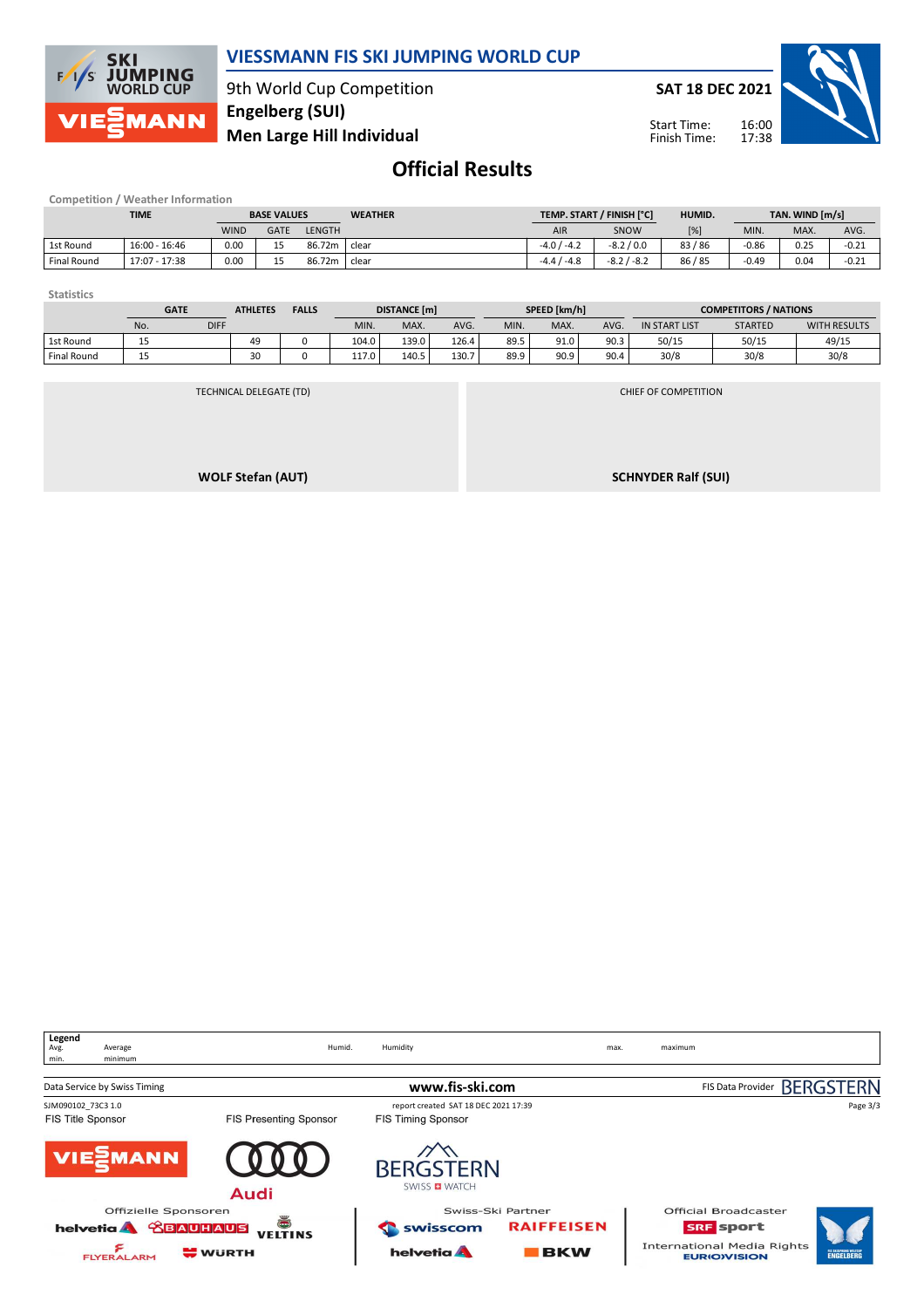# VIESSMANN FIS SKI JUMPING WORLD CUP

9th World Cup Competition
**Engelberg (SUI)**
**Men Large Hill Individual**

**SAT 18 DEC 2021**

Start Time: 16:00
Finish Time: 17:38

## Official Results

Competition / Weather Information

| | TIME | BASE VALUES | | | WEATHER | TEMP. START / FINISH [°C] | | HUMID. | TAN. WIND [m/s] | | |
|---|---|---|---|---|---|---|---|---|---|---|---|
| | | WIND | GATE | LENGTH | | AIR | SNOW | [%] | MIN. | MAX. | AVG. |
| 1st Round | 16:00 - 16:46 | 0.00 | 15 | 86.72m | clear | -4.0 / -4.2 | -8.2 / 0.0 | 83 / 86 | -0.86 | 0.25 | -0.21 |
| Final Round | 17:07 - 17:38 | 0.00 | 15 | 86.72m | clear | -4.4 / -4.8 | -8.2 / -8.2 | 86 / 85 | -0.49 | 0.04 | -0.21 |

Statistics

| | GATE | | ATHLETES | FALLS | DISTANCE [m] | | | SPEED [km/h] | | | COMPETITORS / NATIONS | | |
|---|---|---|---|---|---|---|---|---|---|---|---|---|---|
| | No. | DIFF | | | MIN. | MAX. | AVG. | MIN. | MAX. | AVG. | IN START LIST | STARTED | WITH RESULTS |
| 1st Round | 15 | | 49 | 0 | 104.0 | 139.0 | 126.4 | 89.5 | 91.0 | 90.3 | 50/15 | 50/15 | 49/15 |
| Final Round | 15 | | 30 | 0 | 117.0 | 140.5 | 130.7 | 89.9 | 90.9 | 90.4 | 30/8 | 30/8 | 30/8 |

TECHNICAL DELEGATE (TD)

**WOLF Stefan (AUT)**

CHIEF OF COMPETITION

**SCHNYDER Ralf (SUI)**

**Legend**
Avg. Average
min. minimum
Humid. Humidity
max. maximum

Data Service by Swiss Timing
www.fis-ski.com
FIS Data Provider BERGSTERN
SJM090102_73C3 1.0
report created SAT 18 DEC 2021 17:39

FIS Title Sponsor: VIESSMANN
FIS Presenting Sponsor: Audi
FIS Timing Sponsor: BERGSTERN SWISS WATCH
Offizielle Sponsoren: helvetia, BAUHAUS, VELTINS, FLYERALARM, WÜRTH
Swiss-Ski Partner: swisscom, RAIFFEISEN, helvetia, BKW
Official Broadcaster: SRF sport
International Media Rights: EUROVISION